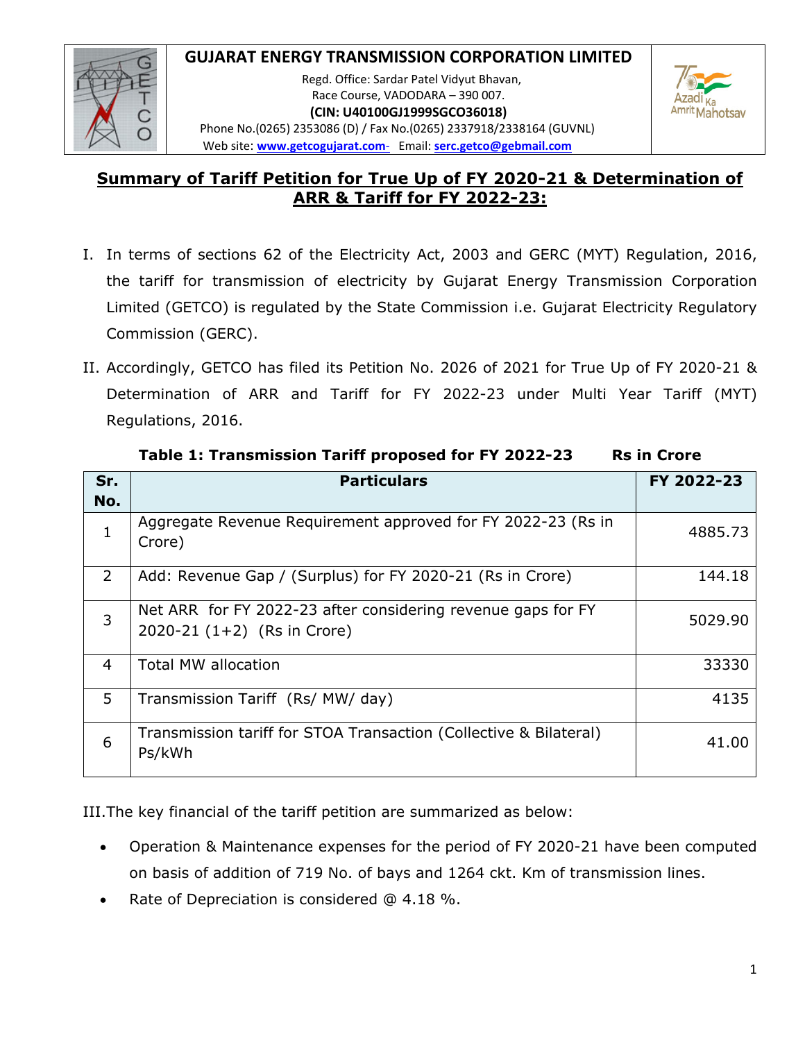# GUJARAT ENERGY TRANSMISSION CORPORATION LIMITED

Regd. Office: Sardar Patel Vidyut Bhavan,
Race Course, VADODARA – 390 007.
**(CIN: U40100GJ1999SGCO36018)**
Phone No.(0265) 2353086 (D) / Fax No.(0265) 2337918/2338164 (GUVNL)
Web site: **www.getcogujarat.com-** Email: **serc.getco@gebmail.com**

## Summary of Tariff Petition for True Up of FY 2020-21 & Determination of ARR & Tariff for FY 2022-23:

I. In terms of sections 62 of the Electricity Act, 2003 and GERC (MYT) Regulation, 2016, the tariff for transmission of electricity by Gujarat Energy Transmission Corporation Limited (GETCO) is regulated by the State Commission i.e. Gujarat Electricity Regulatory Commission (GERC).

II. Accordingly, GETCO has filed its Petition No. 2026 of 2021 for True Up of FY 2020-21 & Determination of ARR and Tariff for FY 2022-23 under Multi Year Tariff (MYT) Regulations, 2016.

**Table 1: Transmission Tariff proposed for FY 2022-23 Rs in Crore**

| Sr. No. | Particulars | FY 2022-23 |
|---|---|---|
| 1 | Aggregate Revenue Requirement approved for FY 2022-23 (Rs in Crore) | 4885.73 |
| 2 | Add: Revenue Gap / (Surplus) for FY 2020-21 (Rs in Crore) | 144.18 |
| 3 | Net ARR for FY 2022-23 after considering revenue gaps for FY 2020-21 (1+2) (Rs in Crore) | 5029.90 |
| 4 | Total MW allocation | 33330 |
| 5 | Transmission Tariff (Rs/ MW/ day) | 4135 |
| 6 | Transmission tariff for STOA Transaction (Collective & Bilateral) Ps/kWh | 41.00 |

III. The key financial of the tariff petition are summarized as below:

- Operation & Maintenance expenses for the period of FY 2020-21 have been computed on basis of addition of 719 No. of bays and 1264 ckt. Km of transmission lines.
- Rate of Depreciation is considered @ 4.18 %.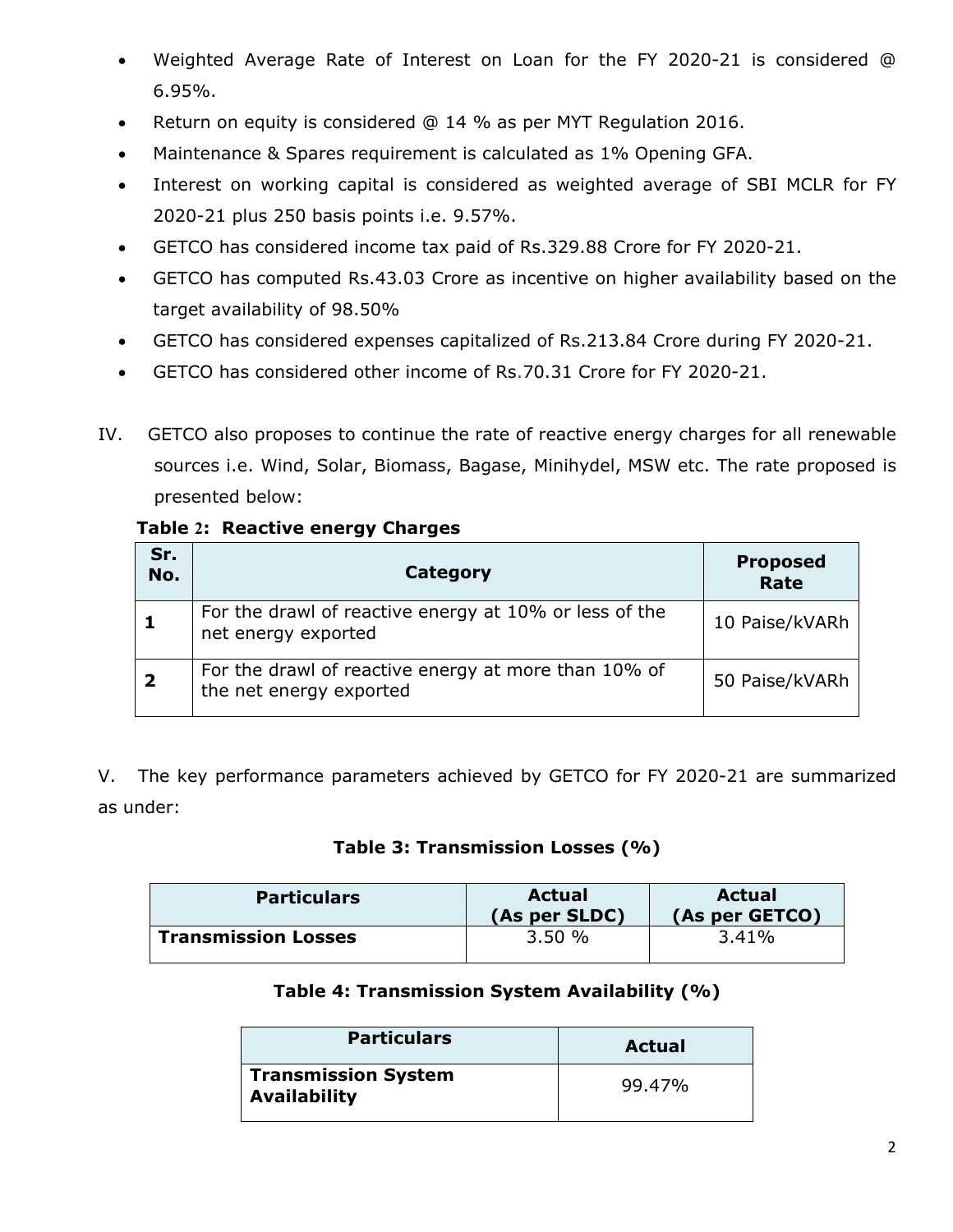- Weighted Average Rate of Interest on Loan for the FY 2020-21 is considered @ 6.95%.
- Return on equity is considered @ 14 % as per MYT Regulation 2016.
- Maintenance & Spares requirement is calculated as 1% Opening GFA.
- Interest on working capital is considered as weighted average of SBI MCLR for FY 2020-21 plus 250 basis points i.e. 9.57%.
- GETCO has considered income tax paid of Rs.329.88 Crore for FY 2020-21.
- GETCO has computed Rs.43.03 Crore as incentive on higher availability based on the target availability of 98.50%
- GETCO has considered expenses capitalized of Rs.213.84 Crore during FY 2020-21.
- GETCO has considered other income of Rs.70.31 Crore for FY 2020-21.

IV. GETCO also proposes to continue the rate of reactive energy charges for all renewable sources i.e. Wind, Solar, Biomass, Bagase, Minihydel, MSW etc. The rate proposed is presented below:

**Table 2: Reactive energy Charges**

| Sr. No. | Category | Proposed Rate |
|---|---|---|
| 1 | For the drawl of reactive energy at 10% or less of the net energy exported | 10 Paise/kVARh |
| 2 | For the drawl of reactive energy at more than 10% of the net energy exported | 50 Paise/kVARh |

V. The key performance parameters achieved by GETCO for FY 2020-21 are summarized as under:

**Table 3: Transmission Losses (%)**

| Particulars | Actual (As per SLDC) | Actual (As per GETCO) |
|---|---|---|
| Transmission Losses | 3.50 % | 3.41% |

**Table 4: Transmission System Availability (%)**

| Particulars | Actual |
|---|---|
| Transmission System Availability | 99.47% |